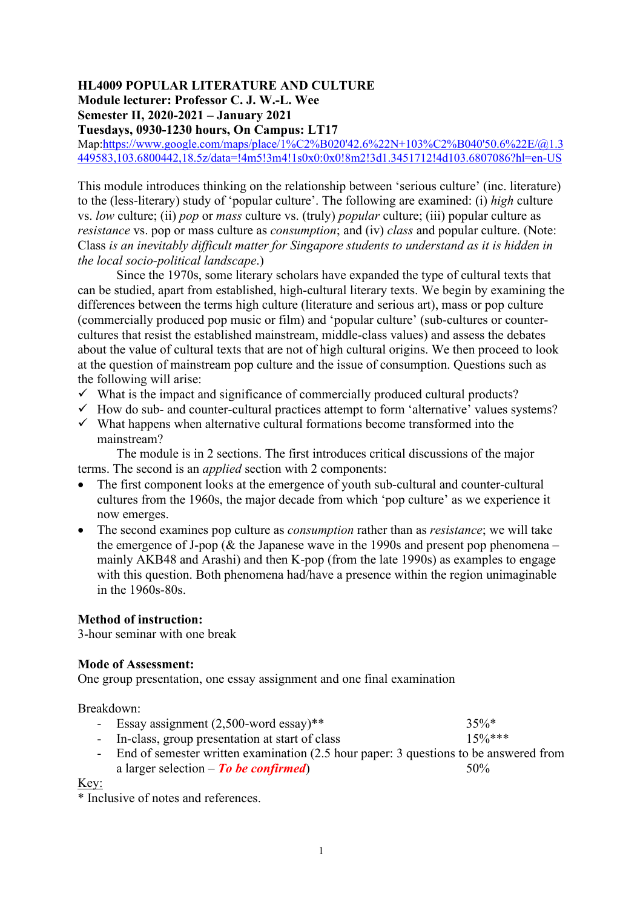**HL4009 POPULAR LITERATURE AND CULTURE**
**Module lecturer: Professor C. J. W.-L. Wee**
**Semester II, 2020-2021 – January 2021**
**Tuesdays, 0930-1230 hours, On Campus: LT17**

Map:https://www.google.com/maps/place/1%C2%B020'42.6%22N+103%C2%B040'50.6%22E/@1.3449583,103.6800442,18.5z/data=!4m5!3m4!1s0x0:0x0!8m2!3d1.3451712!4d103.6807086?hl=en-US

This module introduces thinking on the relationship between 'serious culture' (inc. literature) to the (less-literary) study of 'popular culture'. The following are examined: (i) *high* culture vs. *low* culture; (ii) *pop* or *mass* culture vs. (truly) *popular* culture; (iii) popular culture as *resistance* vs. pop or mass culture as *consumption*; and (iv) *class* and popular culture. (Note: Class *is an inevitably difficult matter for Singapore students to understand as it is hidden in the local socio-political landscape*.)

Since the 1970s, some literary scholars have expanded the type of cultural texts that can be studied, apart from established, high-cultural literary texts. We begin by examining the differences between the terms high culture (literature and serious art), mass or pop culture (commercially produced pop music or film) and 'popular culture' (sub-cultures or counter-cultures that resist the established mainstream, middle-class values) and assess the debates about the value of cultural texts that are not of high cultural origins. We then proceed to look at the question of mainstream pop culture and the issue of consumption. Questions such as the following will arise:

- ✓ What is the impact and significance of commercially produced cultural products?
- ✓ How do sub- and counter-cultural practices attempt to form 'alternative' values systems?
- ✓ What happens when alternative cultural formations become transformed into the mainstream?

The module is in 2 sections. The first introduces critical discussions of the major terms. The second is an *applied* section with 2 components:

- The first component looks at the emergence of youth sub-cultural and counter-cultural cultures from the 1960s, the major decade from which 'pop culture' as we experience it now emerges.
- The second examines pop culture as *consumption* rather than as *resistance*; we will take the emergence of J-pop (& the Japanese wave in the 1990s and present pop phenomena – mainly AKB48 and Arashi) and then K-pop (from the late 1990s) as examples to engage with this question. Both phenomena had/have a presence within the region unimaginable in the 1960s-80s.

**Method of instruction:**
3-hour seminar with one break

**Mode of Assessment:**
One group presentation, one essay assignment and one final examination

Breakdown:

- Essay assignment (2,500-word essay)** — 35%*
- In-class, group presentation at start of class — 15%***
- End of semester written examination (2.5 hour paper: 3 questions to be answered from a larger selection – ***To be confirmed***) — 50%

Key:
\* Inclusive of notes and references.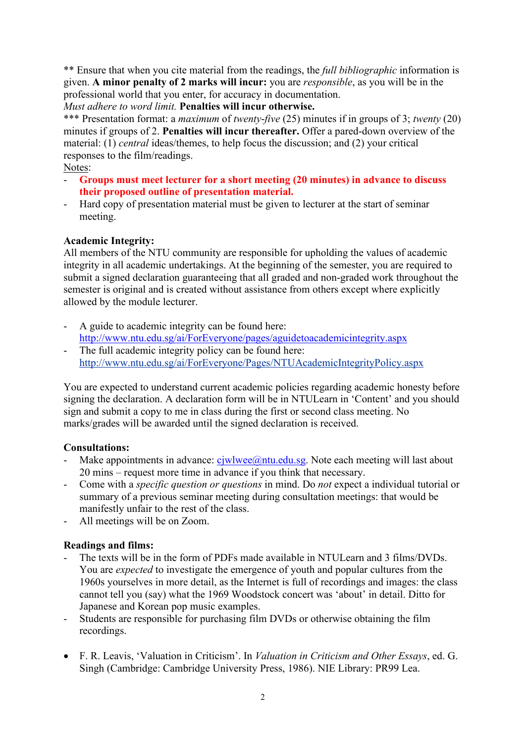** Ensure that when you cite material from the readings, the *full bibliographic* information is given. **A minor penalty of 2 marks will incur:** you are *responsible*, as you will be in the professional world that you enter, for accuracy in documentation.
*Must adhere to word limit.* **Penalties will incur otherwise.**
*** Presentation format: a *maximum* of *twenty-five* (25) minutes if in groups of 3; *twenty* (20) minutes if groups of 2. **Penalties will incur thereafter.** Offer a pared-down overview of the material: (1) *central* ideas/themes, to help focus the discussion; and (2) your critical responses to the film/readings.
Notes:

- **Groups must meet lecturer for a short meeting (20 minutes) in advance to discuss their proposed outline of presentation material.**
- Hard copy of presentation material must be given to lecturer at the start of seminar meeting.

**Academic Integrity:**
All members of the NTU community are responsible for upholding the values of academic integrity in all academic undertakings. At the beginning of the semester, you are required to submit a signed declaration guaranteeing that all graded and non-graded work throughout the semester is original and is created without assistance from others except where explicitly allowed by the module lecturer.

- A guide to academic integrity can be found here: http://www.ntu.edu.sg/ai/ForEveryone/pages/aguidetoacademicintegrity.aspx
- The full academic integrity policy can be found here: http://www.ntu.edu.sg/ai/ForEveryone/Pages/NTUAcademicIntegrityPolicy.aspx

You are expected to understand current academic policies regarding academic honesty before signing the declaration. A declaration form will be in NTULearn in 'Content' and you should sign and submit a copy to me in class during the first or second class meeting. No marks/grades will be awarded until the signed declaration is received.

**Consultations:**

- Make appointments in advance: cjwlwee@ntu.edu.sg. Note each meeting will last about 20 mins – request more time in advance if you think that necessary.
- Come with a *specific question or questions* in mind. Do *not* expect a individual tutorial or summary of a previous seminar meeting during consultation meetings: that would be manifestly unfair to the rest of the class.
- All meetings will be on Zoom.

**Readings and films:**

- The texts will be in the form of PDFs made available in NTULearn and 3 films/DVDs. You are *expected* to investigate the emergence of youth and popular cultures from the 1960s yourselves in more detail, as the Internet is full of recordings and images: the class cannot tell you (say) what the 1969 Woodstock concert was 'about' in detail. Ditto for Japanese and Korean pop music examples.
- Students are responsible for purchasing film DVDs or otherwise obtaining the film recordings.

- F. R. Leavis, 'Valuation in Criticism'. In *Valuation in Criticism and Other Essays*, ed. G. Singh (Cambridge: Cambridge University Press, 1986). NIE Library: PR99 Lea.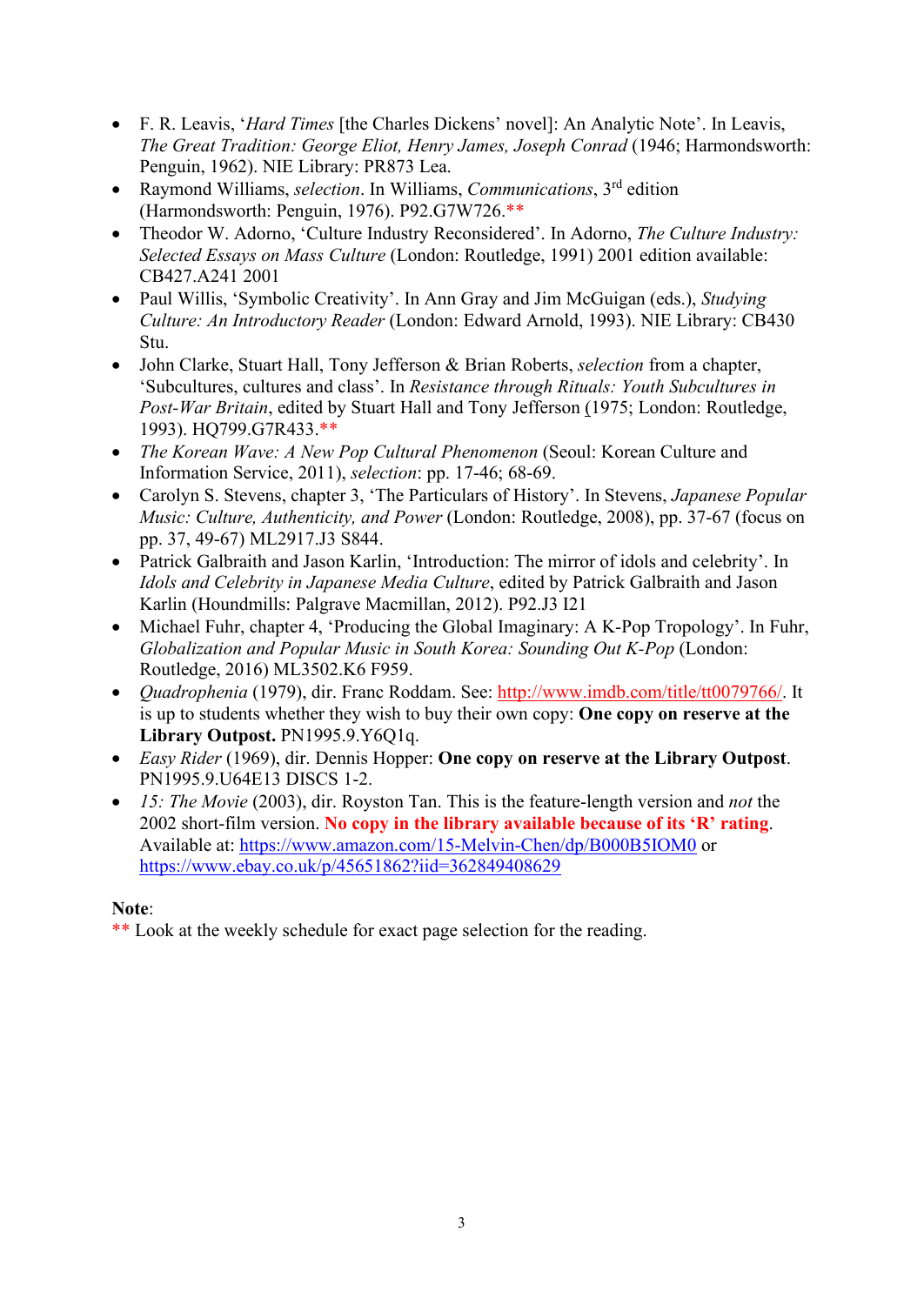- F. R. Leavis, '*Hard Times* [the Charles Dickens' novel]: An Analytic Note'. In Leavis, *The Great Tradition: George Eliot, Henry James, Joseph Conrad* (1946; Harmondsworth: Penguin, 1962). NIE Library: PR873 Lea.
- Raymond Williams, *selection*. In Williams, *Communications*, 3rd edition (Harmondsworth: Penguin, 1976). P92.G7W726.**
- Theodor W. Adorno, 'Culture Industry Reconsidered'. In Adorno, *The Culture Industry: Selected Essays on Mass Culture* (London: Routledge, 1991) 2001 edition available: CB427.A241 2001
- Paul Willis, 'Symbolic Creativity'. In Ann Gray and Jim McGuigan (eds.), *Studying Culture: An Introductory Reader* (London: Edward Arnold, 1993). NIE Library: CB430 Stu.
- John Clarke, Stuart Hall, Tony Jefferson & Brian Roberts, *selection* from a chapter, 'Subcultures, cultures and class'. In *Resistance through Rituals: Youth Subcultures in Post-War Britain*, edited by Stuart Hall and Tony Jefferson (1975; London: Routledge, 1993). HQ799.G7R433.**
- *The Korean Wave: A New Pop Cultural Phenomenon* (Seoul: Korean Culture and Information Service, 2011), *selection*: pp. 17-46; 68-69.
- Carolyn S. Stevens, chapter 3, 'The Particulars of History'. In Stevens, *Japanese Popular Music: Culture, Authenticity, and Power* (London: Routledge, 2008), pp. 37-67 (focus on pp. 37, 49-67) ML2917.J3 S844.
- Patrick Galbraith and Jason Karlin, 'Introduction: The mirror of idols and celebrity'. In *Idols and Celebrity in Japanese Media Culture*, edited by Patrick Galbraith and Jason Karlin (Houndmills: Palgrave Macmillan, 2012). P92.J3 I21
- Michael Fuhr, chapter 4, 'Producing the Global Imaginary: A K-Pop Topology'. In Fuhr, *Globalization and Popular Music in South Korea: Sounding Out K-Pop* (London: Routledge, 2016) ML3502.K6 F959.
- *Quadrophenia* (1979), dir. Franc Roddam. See: http://www.imdb.com/title/tt0079766/. It is up to students whether they wish to buy their own copy: **One copy on reserve at the Library Outpost.** PN1995.9.Y6Q1q.
- *Easy Rider* (1969), dir. Dennis Hopper: **One copy on reserve at the Library Outpost**. PN1995.9.U64E13 DISCS 1-2.
- *15: The Movie* (2003), dir. Royston Tan. This is the feature-length version and *not* the 2002 short-film version. **No copy in the library available because of its 'R' rating**. Available at: https://www.amazon.com/15-Melvin-Chen/dp/B000B5IOM0 or https://www.ebay.co.uk/p/45651862?iid=362849408629

**Note**:
** Look at the weekly schedule for exact page selection for the reading.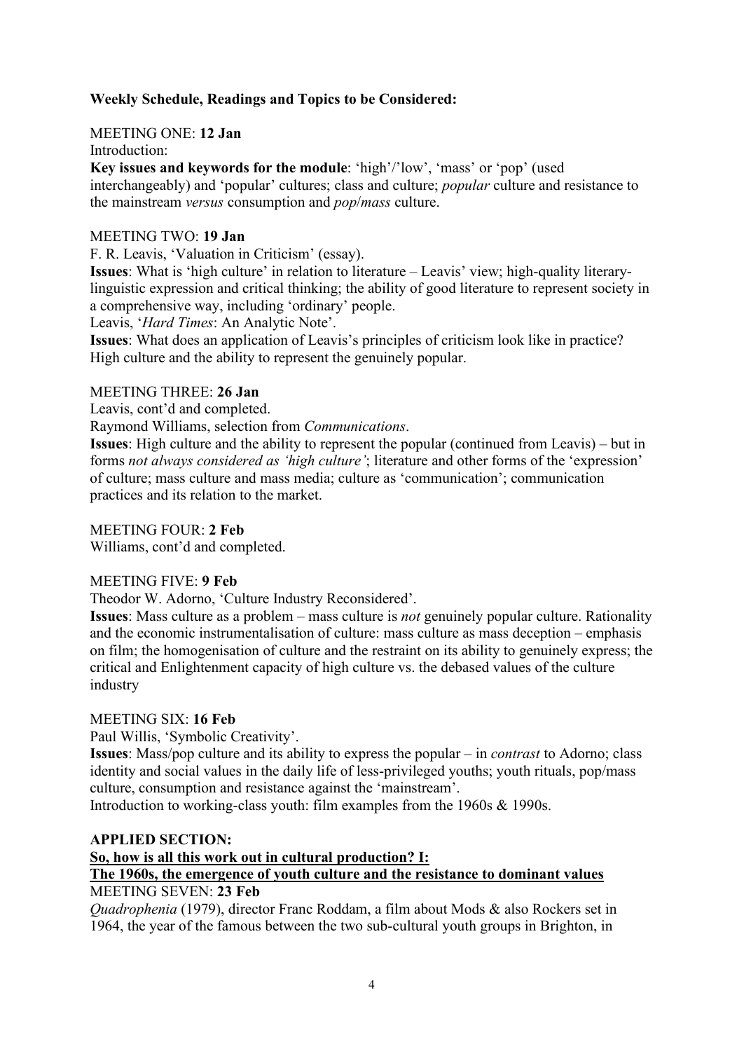**Weekly Schedule, Readings and Topics to be Considered:**

MEETING ONE: **12 Jan**

Introduction:

**Key issues and keywords for the module**: 'high'/'low', 'mass' or 'pop' (used interchangeably) and 'popular' cultures; class and culture; *popular* culture and resistance to the mainstream *versus* consumption and *pop*/*mass* culture.

MEETING TWO: **19 Jan**

F. R. Leavis, 'Valuation in Criticism' (essay).

**Issues**: What is 'high culture' in relation to literature – Leavis' view; high-quality literary-linguistic expression and critical thinking; the ability of good literature to represent society in a comprehensive way, including 'ordinary' people.

Leavis, '*Hard Times*: An Analytic Note'.

**Issues**: What does an application of Leavis's principles of criticism look like in practice? High culture and the ability to represent the genuinely popular.

MEETING THREE: **26 Jan**

Leavis, cont'd and completed.

Raymond Williams, selection from *Communications*.

**Issues**: High culture and the ability to represent the popular (continued from Leavis) – but in forms *not always considered as 'high culture'*; literature and other forms of the 'expression' of culture; mass culture and mass media; culture as 'communication'; communication practices and its relation to the market.

MEETING FOUR: **2 Feb**

Williams, cont'd and completed.

MEETING FIVE: **9 Feb**

Theodor W. Adorno, 'Culture Industry Reconsidered'.

**Issues**: Mass culture as a problem – mass culture is *not* genuinely popular culture. Rationality and the economic instrumentalisation of culture: mass culture as mass deception – emphasis on film; the homogenisation of culture and the restraint on its ability to genuinely express; the critical and Enlightenment capacity of high culture vs. the debased values of the culture industry

MEETING SIX: **16 Feb**

Paul Willis, 'Symbolic Creativity'.

**Issues**: Mass/pop culture and its ability to express the popular – in *contrast* to Adorno; class identity and social values in the daily life of less-privileged youths; youth rituals, pop/mass culture, consumption and resistance against the 'mainstream'.

Introduction to working-class youth: film examples from the 1960s & 1990s.

**APPLIED SECTION:**

**<u>So, how is all this work out in cultural production? I:</u>**

**<u>The 1960s, the emergence of youth culture and the resistance to dominant values</u>**

MEETING SEVEN: **23 Feb**

*Quadrophenia* (1979), director Franc Roddam, a film about Mods & also Rockers set in 1964, the year of the famous between the two sub-cultural youth groups in Brighton, in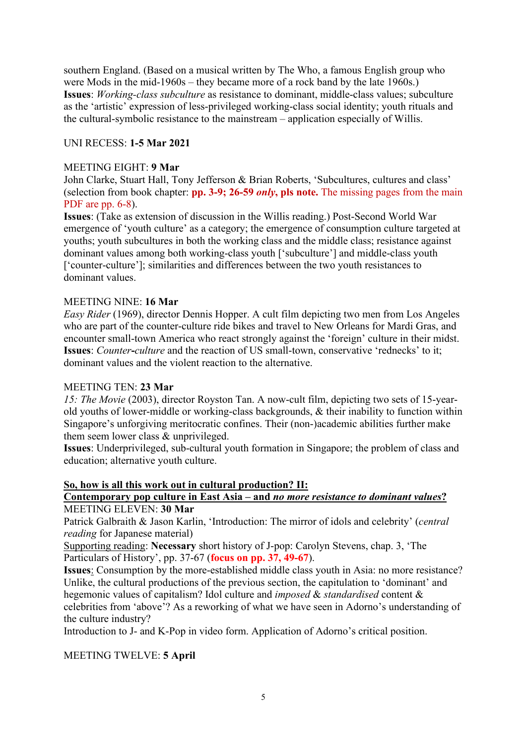southern England. (Based on a musical written by The Who, a famous English group who were Mods in the mid-1960s – they became more of a rock band by the late 1960s.)
**Issues**: *Working-class subculture* as resistance to dominant, middle-class values; subculture as the 'artistic' expression of less-privileged working-class social identity; youth rituals and the cultural-symbolic resistance to the mainstream – application especially of Willis.

UNI RECESS: **1-5 Mar 2021**

MEETING EIGHT: **9 Mar**
John Clarke, Stuart Hall, Tony Jefferson & Brian Roberts, 'Subcultures, cultures and class' (selection from book chapter: **pp. 3-9; 26-59** ***only*****, pls note.** The missing pages from the main PDF are pp. 6-8).
**Issues**: (Take as extension of discussion in the Willis reading.) Post-Second World War emergence of 'youth culture' as a category; the emergence of consumption culture targeted at youths; youth subcultures in both the working class and the middle class; resistance against dominant values among both working-class youth ['subculture'] and middle-class youth ['counter-culture']; similarities and differences between the two youth resistances to dominant values.

MEETING NINE: **16 Mar**
*Easy Rider* (1969), director Dennis Hopper. A cult film depicting two men from Los Angeles who are part of the counter-culture ride bikes and travel to New Orleans for Mardi Gras, and encounter small-town America who react strongly against the 'foreign' culture in their midst.
**Issues**: *Counter-culture* and the reaction of US small-town, conservative 'rednecks' to it; dominant values and the violent reaction to the alternative.

MEETING TEN: **23 Mar**
*15: The Movie* (2003), director Royston Tan. A now-cult film, depicting two sets of 15-year-old youths of lower-middle or working-class backgrounds, & their inability to function within Singapore's unforgiving meritocratic confines. Their (non-)academic abilities further make them seem lower class & unprivileged.
**Issues**: Underprivileged, sub-cultural youth formation in Singapore; the problem of class and education; alternative youth culture.

**So, how is all this work out in cultural production? II:**
**Contemporary pop culture in East Asia – and *no more resistance to dominant values*?**
MEETING ELEVEN: **30 Mar**
Patrick Galbraith & Jason Karlin, 'Introduction: The mirror of idols and celebrity' (*central reading* for Japanese material)
Supporting reading: **Necessary** short history of J-pop: Carolyn Stevens, chap. 3, 'The Particulars of History', pp. 37-67 (**focus on pp. 37, 49-67**).
**Issues**: Consumption by the more-established middle class youth in Asia: no more resistance? Unlike, the cultural productions of the previous section, the capitulation to 'dominant' and hegemonic values of capitalism? Idol culture and *imposed* & *standardised* content & celebrities from 'above'? As a reworking of what we have seen in Adorno's understanding of the culture industry?
Introduction to J- and K-Pop in video form. Application of Adorno's critical position.

MEETING TWELVE: **5 April**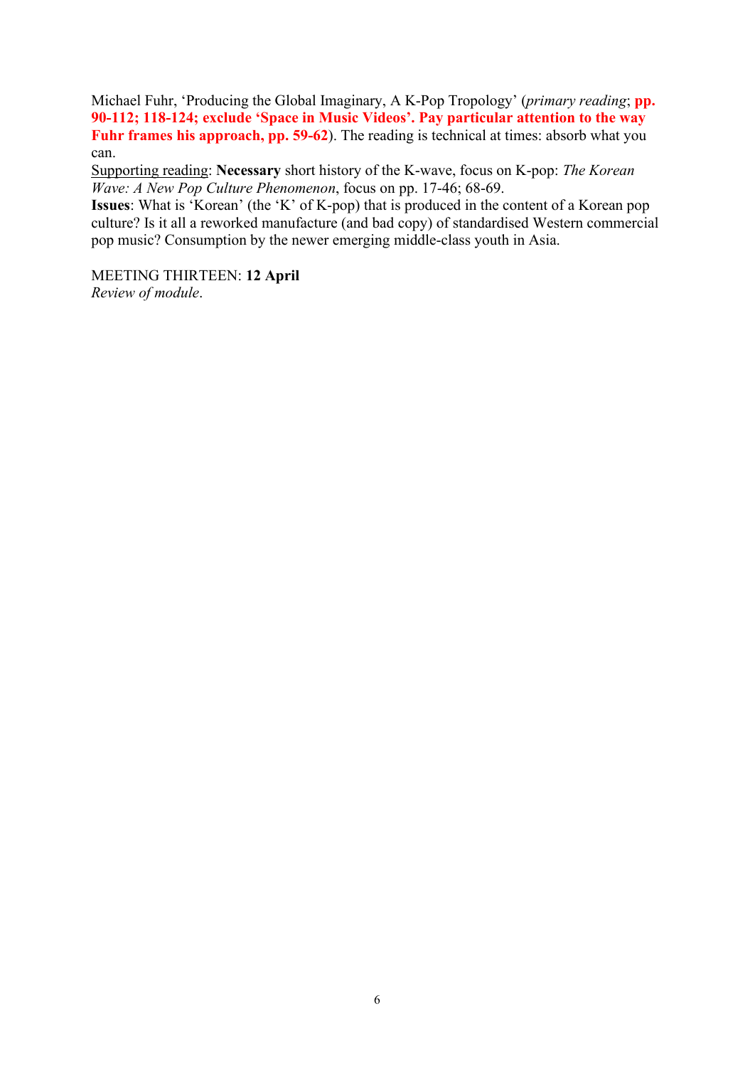Michael Fuhr, 'Producing the Global Imaginary, A K-Pop Tropology' (*primary reading*; **pp. 90-112; 118-124; exclude 'Space in Music Videos'. Pay particular attention to the way Fuhr frames his approach, pp. 59-62**). The reading is technical at times: absorb what you can.

Supporting reading: **Necessary** short history of the K-wave, focus on K-pop: *The Korean Wave: A New Pop Culture Phenomenon*, focus on pp. 17-46; 68-69.

**Issues**: What is 'Korean' (the 'K' of K-pop) that is produced in the content of a Korean pop culture? Is it all a reworked manufacture (and bad copy) of standardised Western commercial pop music? Consumption by the newer emerging middle-class youth in Asia.

MEETING THIRTEEN: **12 April**

*Review of module*.